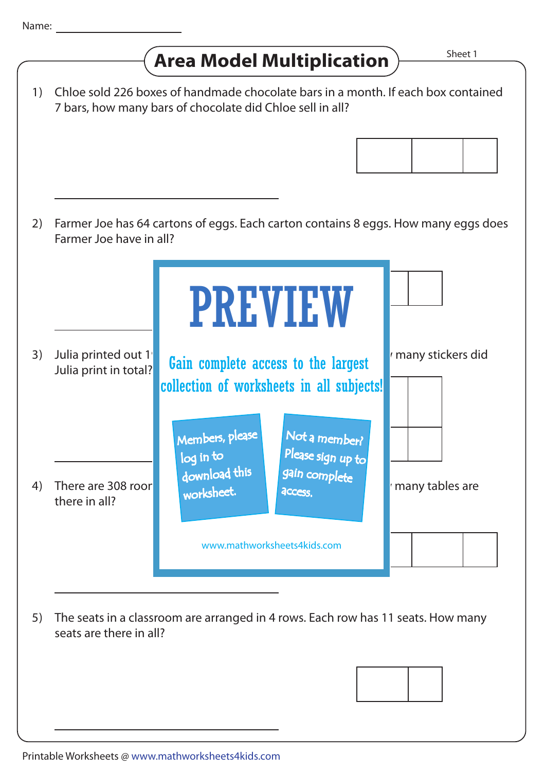Name: ____________________

# Area Model Multiplication

Sheet 1

1) Chloe sold 226 boxes of handmade chocolate bars in a month. If each box contained 7 bars, how many bars of chocolate did Chloe sell in all?

| | | |
|---|---|---|
| | | |

____________________

2) Farmer Joe has 64 cartons of eggs. Each carton contains 8 eggs. How many eggs does Farmer Joe have in all?

| | |
|---|---|
| | |

____________________

3) Julia printed out 1 ... many stickers did Julia print in total?

| | |
|---|---|
| | |
| | |

____________________

4) There are 308 roor ... many tables are there in all?

| | | |
|---|---|---|
| | | |

____________________

PREVIEW

Gain complete access to the largest collection of worksheets in all subjects!

Members, please log in to download this worksheet.

Not a member? Please sign up to gain complete access.

www.mathworksheets4kids.com

5) The seats in a classroom are arranged in 4 rows. Each row has 11 seats. How many seats are there in all?

| | |
|---|---|
| | |

____________________

Printable Worksheets @ www.mathworksheets4kids.com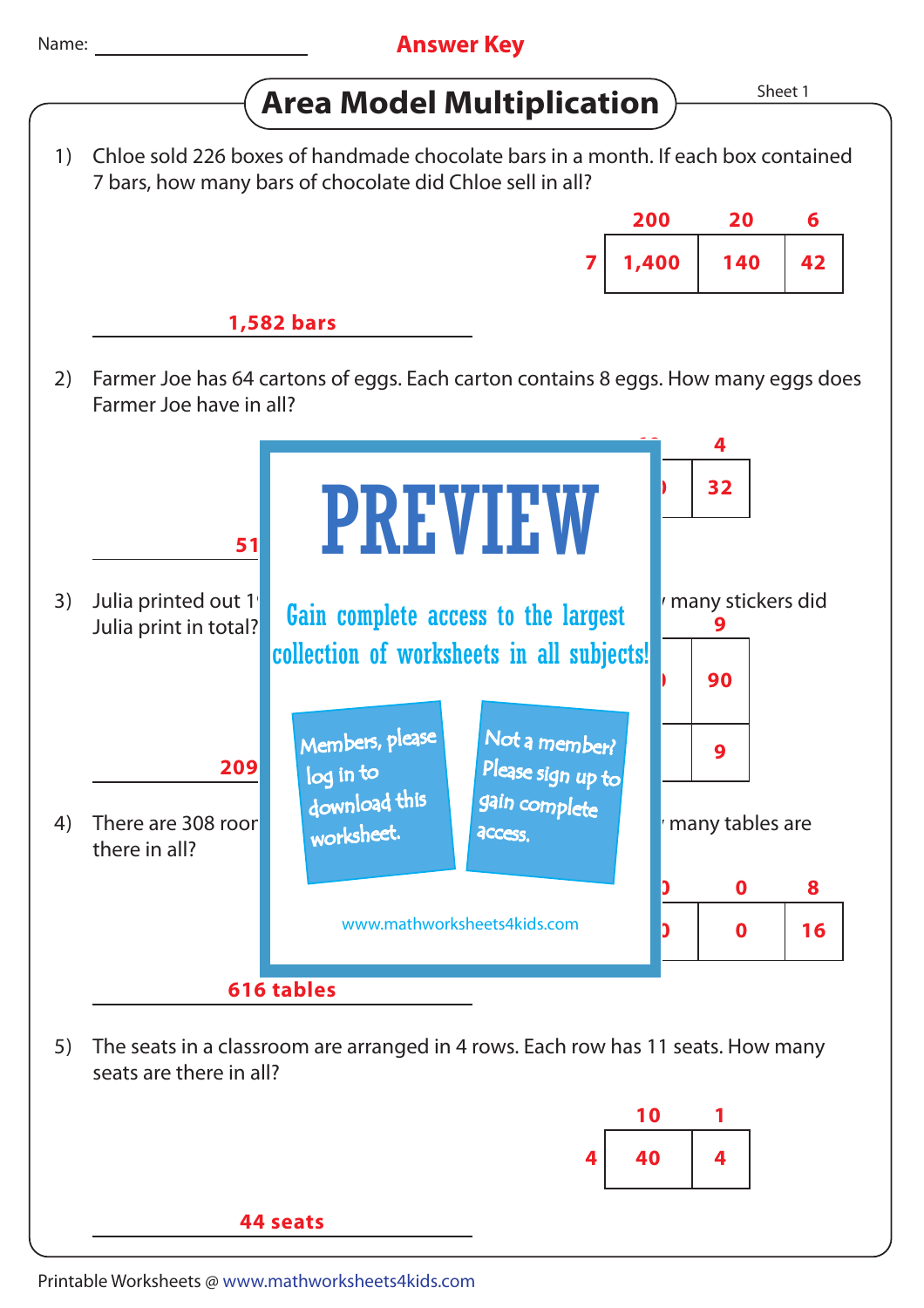Name: ____________________ **Answer Key**

# Area Model Multiplication

Sheet 1

1) Chloe sold 226 boxes of handmade chocolate bars in a month. If each box contained 7 bars, how many bars of chocolate did Chloe sell in all?

| | 200 | 20 | 6 |
|---|---|---|---|
| 7 | 1,400 | 140 | 42 |

**1,582 bars**

2) Farmer Joe has 64 cartons of eggs. Each carton contains 8 eggs. How many eggs does Farmer Joe have in all?

| | 4 |
|---|---|
| | 32 |

**51**

3) Julia printed out 1 ... many stickers did Julia print in total?

| | 9 |
|---|---|
| | 90 |
| | 9 |

**209**

4) There are 308 roor ... many tables are there in all?

| | 0 | 8 |
|---|---|---|
| | 0 | 16 |

**616 tables**

5) The seats in a classroom are arranged in 4 rows. Each row has 11 seats. How many seats are there in all?

| | 10 | 1 |
|---|---|---|
| 4 | 40 | 4 |

**44 seats**

PREVIEW

Gain complete access to the largest collection of worksheets in all subjects!

Members, please log in to download this worksheet.

Not a member? Please sign up to gain complete access.

www.mathworksheets4kids.com